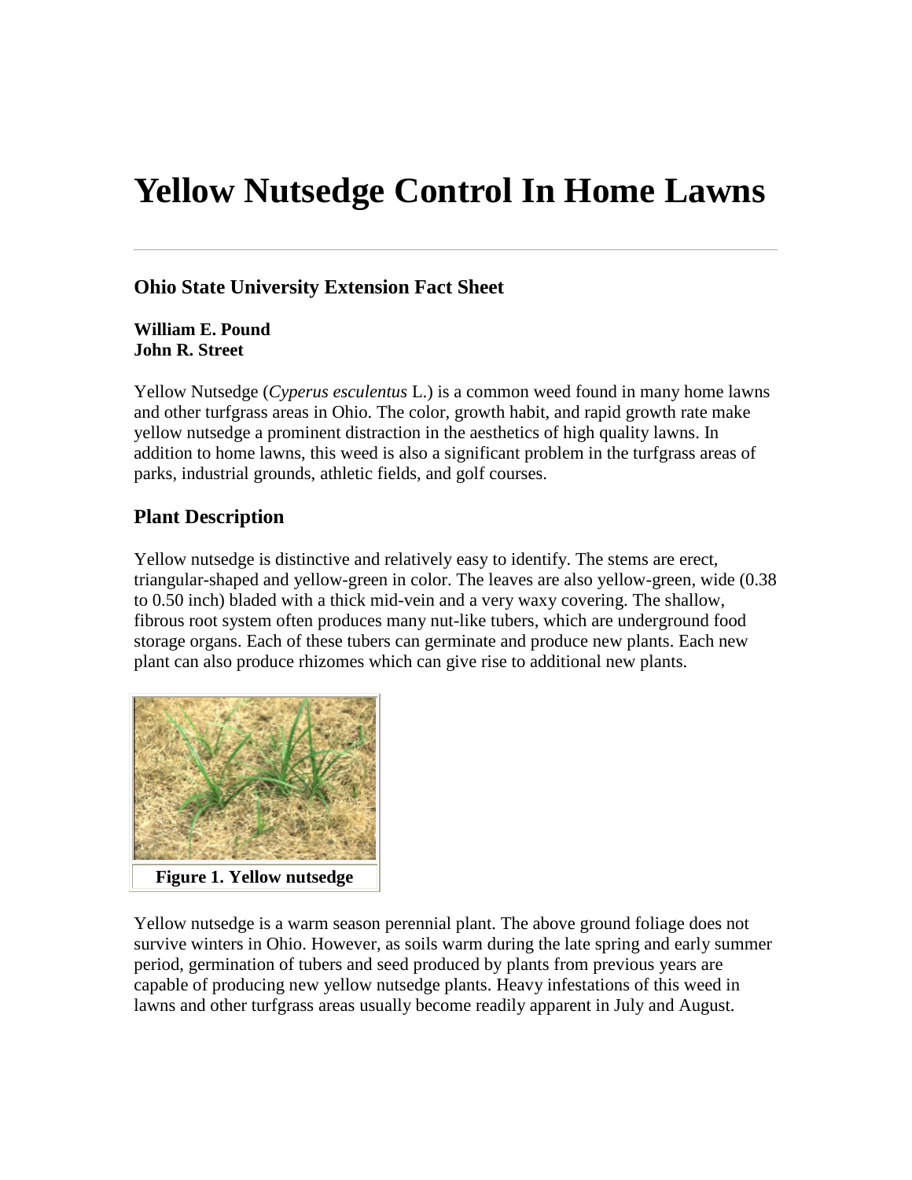# Yellow Nutsedge Control In Home Lawns

---

### Ohio State University Extension Fact Sheet

**William E. Pound**
**John R. Street**

Yellow Nutsedge (*Cyperus esculentus* L.) is a common weed found in many home lawns and other turfgrass areas in Ohio. The color, growth habit, and rapid growth rate make yellow nutsedge a prominent distraction in the aesthetics of high quality lawns. In addition to home lawns, this weed is also a significant problem in the turfgrass areas of parks, industrial grounds, athletic fields, and golf courses.

## Plant Description

Yellow nutsedge is distinctive and relatively easy to identify. The stems are erect, triangular-shaped and yellow-green in color. The leaves are also yellow-green, wide (0.38 to 0.50 inch) bladed with a thick mid-vein and a very waxy covering. The shallow, fibrous root system often produces many nut-like tubers, which are underground food storage organs. Each of these tubers can germinate and produce new plants. Each new plant can also produce rhizomes which can give rise to additional new plants.

**Figure 1. Yellow nutsedge**

Yellow nutsedge is a warm season perennial plant. The above ground foliage does not survive winters in Ohio. However, as soils warm during the late spring and early summer period, germination of tubers and seed produced by plants from previous years are capable of producing new yellow nutsedge plants. Heavy infestations of this weed in lawns and other turfgrass areas usually become readily apparent in July and August.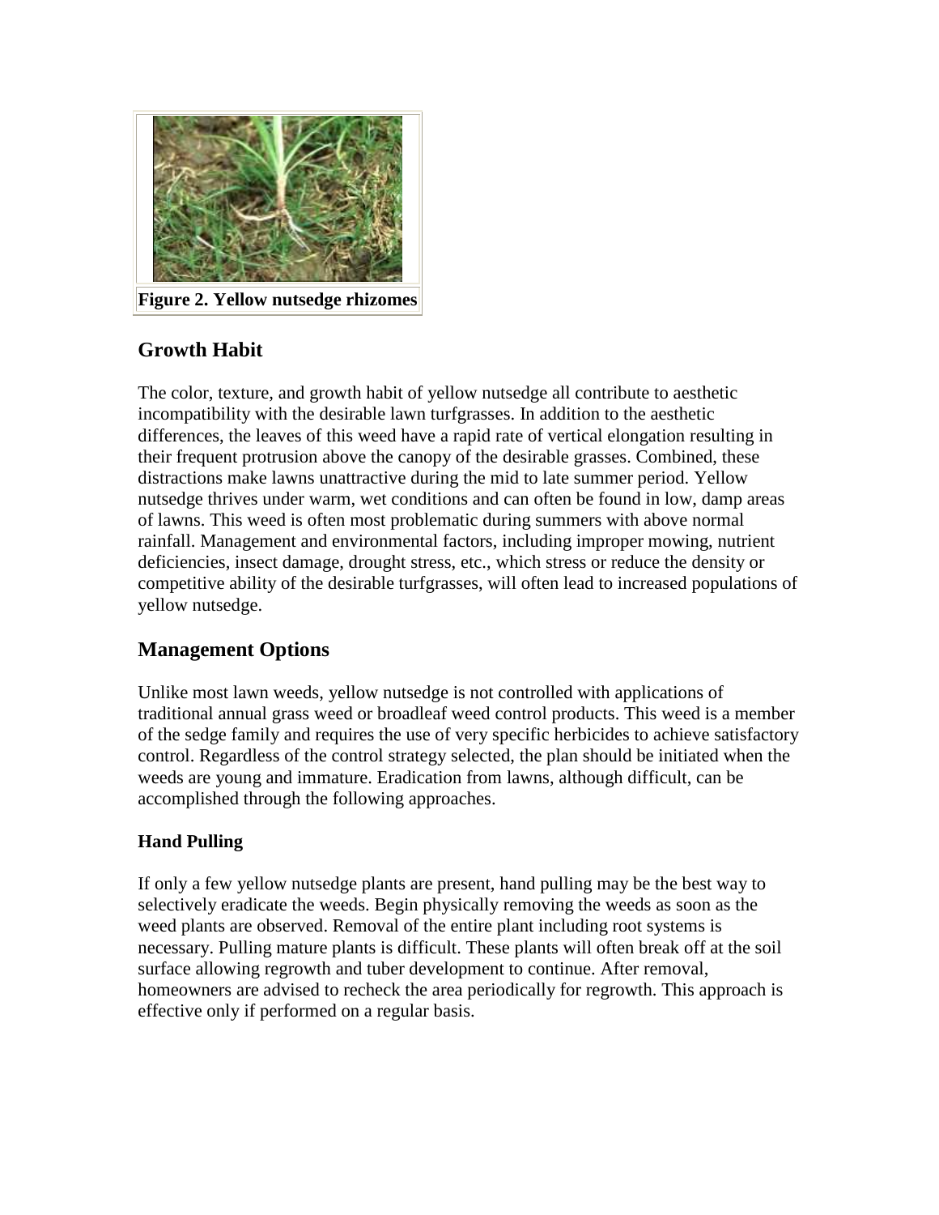**Figure 2. Yellow nutsedge rhizomes**

## Growth Habit

The color, texture, and growth habit of yellow nutsedge all contribute to aesthetic incompatibility with the desirable lawn turfgrasses. In addition to the aesthetic differences, the leaves of this weed have a rapid rate of vertical elongation resulting in their frequent protrusion above the canopy of the desirable grasses. Combined, these distractions make lawns unattractive during the mid to late summer period. Yellow nutsedge thrives under warm, wet conditions and can often be found in low, damp areas of lawns. This weed is often most problematic during summers with above normal rainfall. Management and environmental factors, including improper mowing, nutrient deficiencies, insect damage, drought stress, etc., which stress or reduce the density or competitive ability of the desirable turfgrasses, will often lead to increased populations of yellow nutsedge.

## Management Options

Unlike most lawn weeds, yellow nutsedge is not controlled with applications of traditional annual grass weed or broadleaf weed control products. This weed is a member of the sedge family and requires the use of very specific herbicides to achieve satisfactory control. Regardless of the control strategy selected, the plan should be initiated when the weeds are young and immature. Eradication from lawns, although difficult, can be accomplished through the following approaches.

### Hand Pulling

If only a few yellow nutsedge plants are present, hand pulling may be the best way to selectively eradicate the weeds. Begin physically removing the weeds as soon as the weed plants are observed. Removal of the entire plant including root systems is necessary. Pulling mature plants is difficult. These plants will often break off at the soil surface allowing regrowth and tuber development to continue. After removal, homeowners are advised to recheck the area periodically for regrowth. This approach is effective only if performed on a regular basis.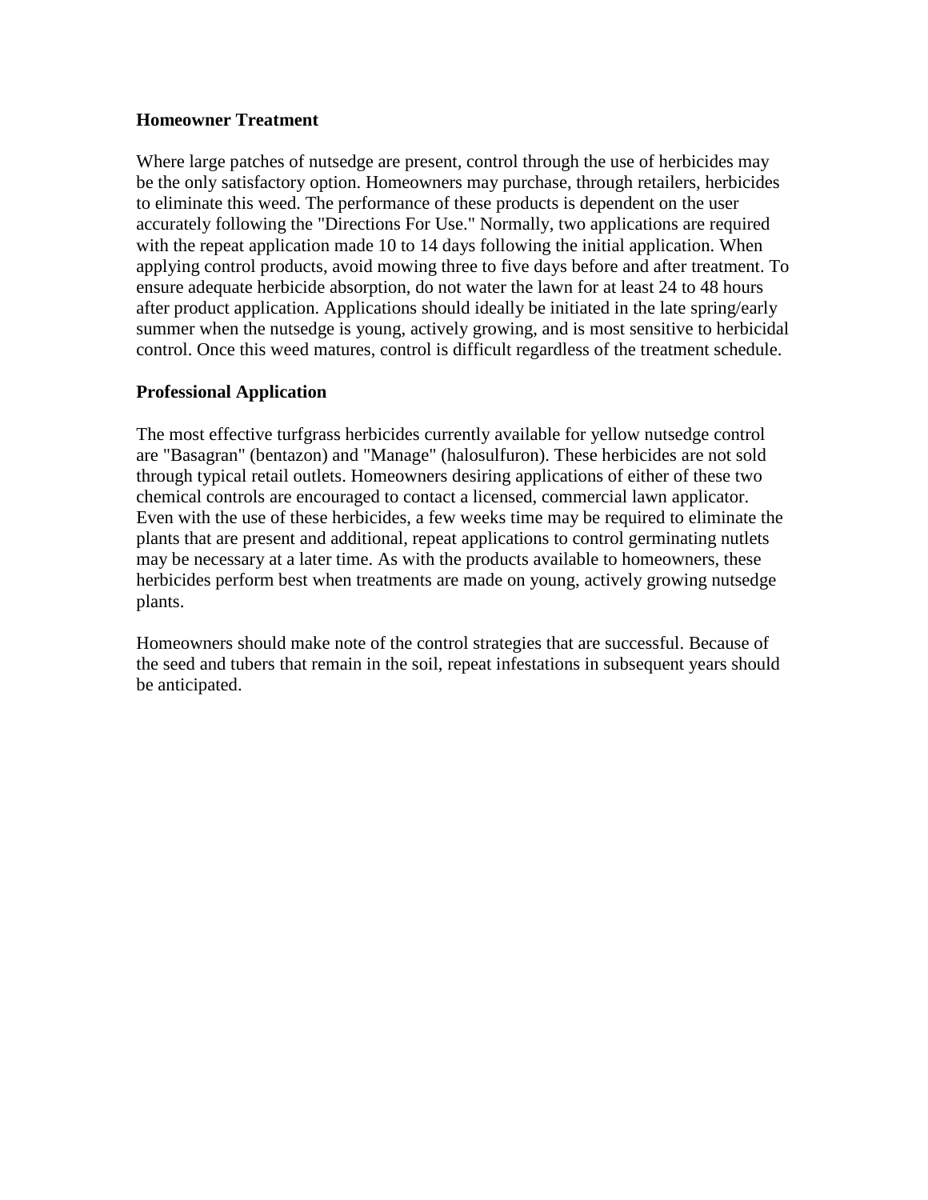### Homeowner Treatment

Where large patches of nutsedge are present, control through the use of herbicides may be the only satisfactory option. Homeowners may purchase, through retailers, herbicides to eliminate this weed. The performance of these products is dependent on the user accurately following the "Directions For Use." Normally, two applications are required with the repeat application made 10 to 14 days following the initial application. When applying control products, avoid mowing three to five days before and after treatment. To ensure adequate herbicide absorption, do not water the lawn for at least 24 to 48 hours after product application. Applications should ideally be initiated in the late spring/early summer when the nutsedge is young, actively growing, and is most sensitive to herbicidal control. Once this weed matures, control is difficult regardless of the treatment schedule.

### Professional Application

The most effective turfgrass herbicides currently available for yellow nutsedge control are "Basagran" (bentazon) and "Manage" (halosulfuron). These herbicides are not sold through typical retail outlets. Homeowners desiring applications of either of these two chemical controls are encouraged to contact a licensed, commercial lawn applicator. Even with the use of these herbicides, a few weeks time may be required to eliminate the plants that are present and additional, repeat applications to control germinating nutlets may be necessary at a later time. As with the products available to homeowners, these herbicides perform best when treatments are made on young, actively growing nutsedge plants.

Homeowners should make note of the control strategies that are successful. Because of the seed and tubers that remain in the soil, repeat infestations in subsequent years should be anticipated.